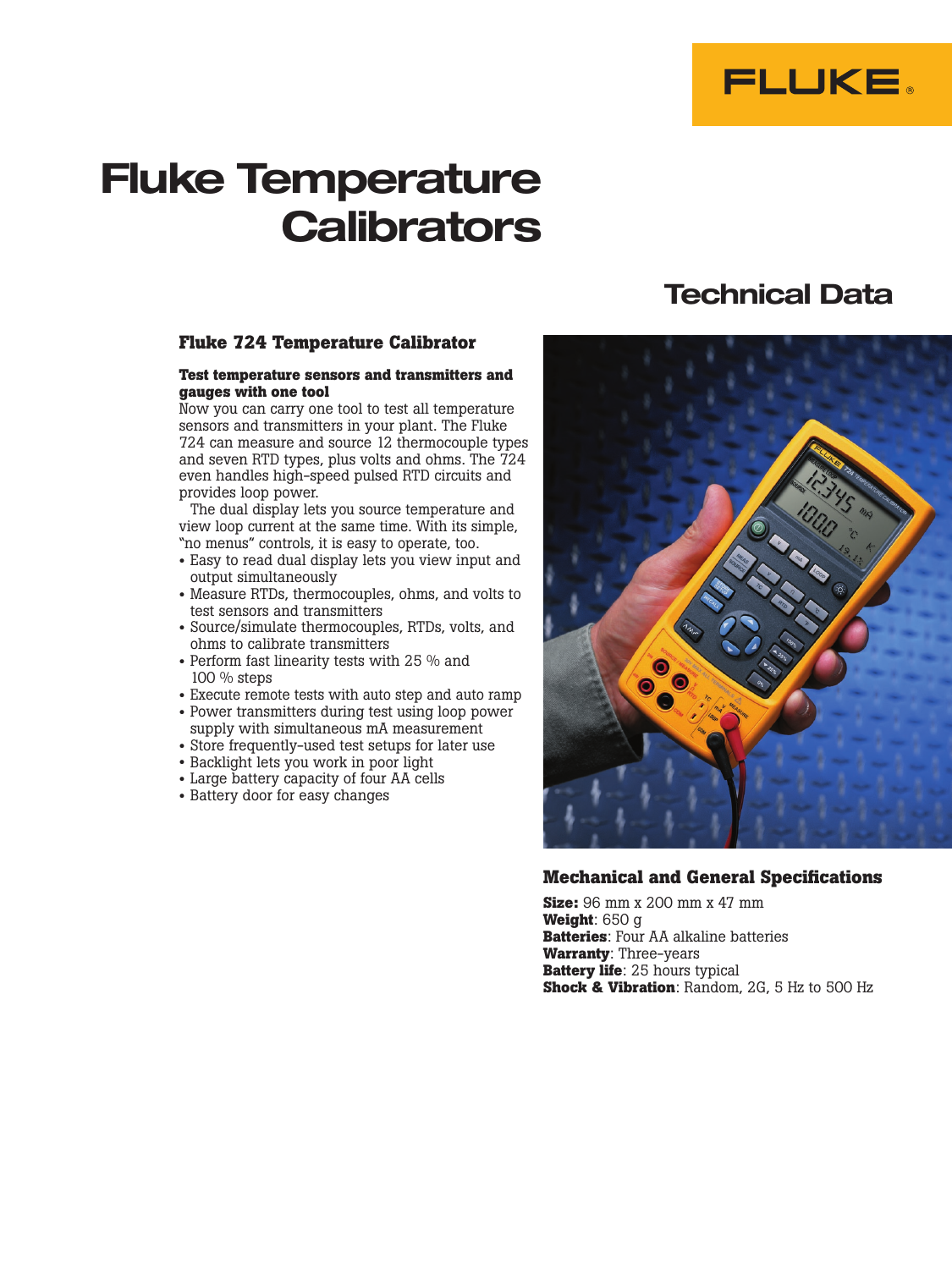FLUKE

# Fluke Temperature Calibrators

## Technical Data

### Fluke 724 Temperature Calibrator

**Test temperature sensors and transmitters and gauges with one tool**

Now you can carry one tool to test all temperature sensors and transmitters in your plant. The Fluke 724 can measure and source 12 thermocouple types and seven RTD types, plus volts and ohms. The 724 even handles high-speed pulsed RTD circuits and provides loop power.

The dual display lets you source temperature and view loop current at the same time. With its simple, "no menus" controls, it is easy to operate, too.

- Easy to read dual display lets you view input and output simultaneously
- Measure RTDs, thermocouples, ohms, and volts to test sensors and transmitters
- Source/simulate thermocouples, RTDs, volts, and ohms to calibrate transmitters
- Perform fast linearity tests with 25 % and 100 % steps
- Execute remote tests with auto step and auto ramp
- Power transmitters during test using loop power supply with simultaneous mA measurement
- Store frequently-used test setups for later use
- Backlight lets you work in poor light
- Large battery capacity of four AA cells
- Battery door for easy changes

### Mechanical and General Specifications

**Size:** 96 mm x 200 mm x 47 mm
**Weight**: 650 g
**Batteries**: Four AA alkaline batteries
**Warranty**: Three-years
**Battery life**: 25 hours typical
**Shock & Vibration**: Random, 2G, 5 Hz to 500 Hz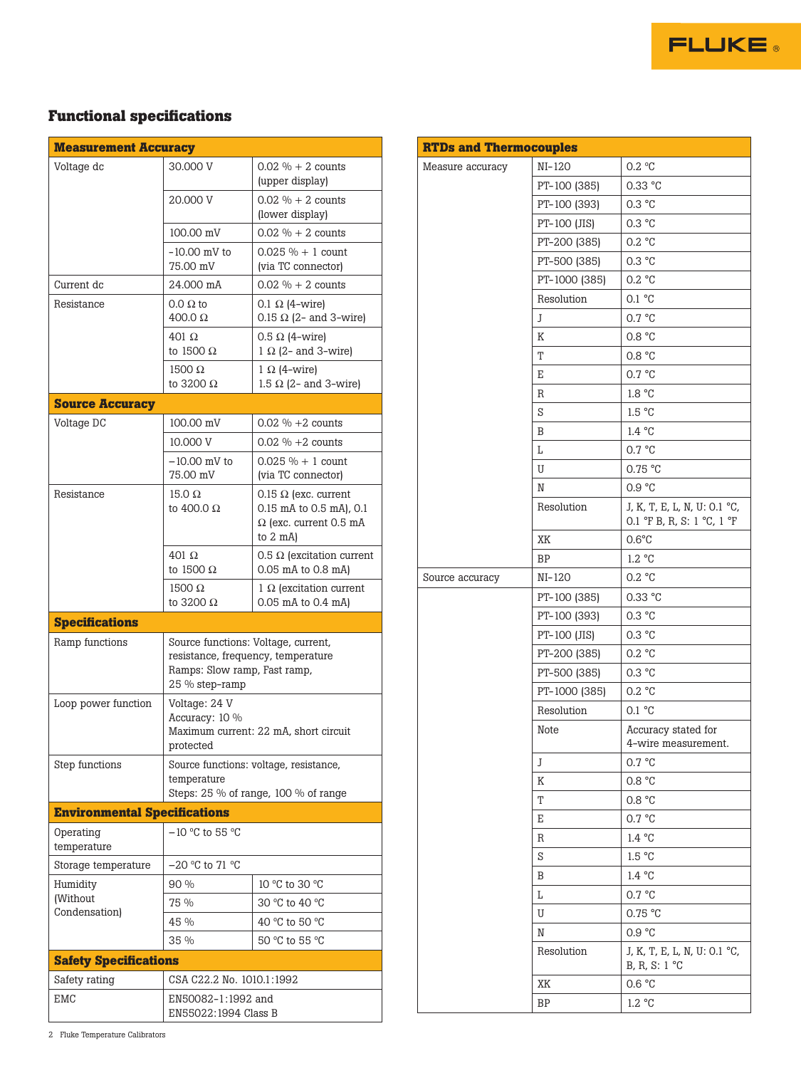## Functional specifications

| Measurement Accuracy | | |
|---|---|---|
| Voltage dc | 30.000 V | 0.02 % + 2 counts (upper display) |
| | 20.000 V | 0.02 % + 2 counts (lower display) |
| | 100.00 mV | 0.02 % + 2 counts |
| | -10.00 mV to 75.00 mV | 0.025 % + 1 count (via TC connector) |
| Current dc | 24.000 mA | 0.02 % + 2 counts |
| Resistance | 0.0 Ω to 400.0 Ω | 0.1 Ω (4-wire) 0.15 Ω (2- and 3-wire) |
| | 401 Ω to 1500 Ω | 0.5 Ω (4-wire) 1 Ω (2- and 3-wire) |
| | 1500 Ω to 3200 Ω | 1 Ω (4-wire) 1.5 Ω (2- and 3-wire) |
| **Source Accuracy** | | |
| Voltage DC | 100.00 mV | 0.02 % +2 counts |
| | 10.000 V | 0.02 % +2 counts |
| | –10.00 mV to 75.00 mV | 0.025 % + 1 count (via TC connector) |
| Resistance | 15.0 Ω to 400.0 Ω | 0.15 Ω (exc. current 0.15 mA to 0.5 mA), 0.1 Ω (exc. current 0.5 mA to 2 mA) |
| | 401 Ω to 1500 Ω | 0.5 Ω (excitation current 0.05 mA to 0.8 mA) |
| | 1500 Ω to 3200 Ω | 1 Ω (excitation current 0.05 mA to 0.4 mA) |

| Specifications | |
|---|---|
| Ramp functions | Source functions: Voltage, current, resistance, frequency, temperature Ramps: Slow ramp, Fast ramp, 25 % step-ramp |
| Loop power function | Voltage: 24 V Accuracy: 10 % Maximum current: 22 mA, short circuit protected |
| Step functions | Source functions: voltage, resistance, temperature Steps: 25 % of range, 100 % of range |

| Environmental Specifications | | |
|---|---|---|
| Operating temperature | –10 °C to 55 °C | |
| Storage temperature | –20 °C to 71 °C | |
| Humidity (Without Condensation) | 90 % | 10 °C to 30 °C |
| | 75 % | 30 °C to 40 °C |
| | 45 % | 40 °C to 50 °C |
| | 35 % | 50 °C to 55 °C |

| Safety Specifications | |
|---|---|
| Safety rating | CSA C22.2 No. 1010.1:1992 |
| EMC | EN50082-1:1992 and EN55022:1994 Class B |

| RTDs and Thermocouples | | |
|---|---|---|
| Measure accuracy | NI-120 | 0.2 °C |
| | PT-100 (385) | 0.33 °C |
| | PT-100 (393) | 0.3 °C |
| | PT-100 (JIS) | 0.3 °C |
| | PT-200 (385) | 0.2 °C |
| | PT-500 (385) | 0.3 °C |
| | PT-1000 (385) | 0.2 °C |
| | Resolution | 0.1 °C |
| | J | 0.7 °C |
| | K | 0.8 °C |
| | T | 0.8 °C |
| | E | 0.7 °C |
| | R | 1.8 °C |
| | S | 1.5 °C |
| | B | 1.4 °C |
| | L | 0.7 °C |
| | U | 0.75 °C |
| | N | 0.9 °C |
| | Resolution | J, K, T, E, L, N, U: 0.1 °C, 0.1 °F B, R, S: 1 °C, 1 °F |
| | XK | 0.6°C |
| | BP | 1.2 °C |
| Source accuracy | NI-120 | 0.2 °C |
| | PT-100 (385) | 0.33 °C |
| | PT-100 (393) | 0.3 °C |
| | PT-100 (JIS) | 0.3 °C |
| | PT-200 (385) | 0.2 °C |
| | PT-500 (385) | 0.3 °C |
| | PT-1000 (385) | 0.2 °C |
| | Resolution | 0.1 °C |
| | Note | Accuracy stated for 4-wire measurement. |
| | J | 0.7 °C |
| | K | 0.8 °C |
| | T | 0.8 °C |
| | E | 0.7 °C |
| | R | 1.4 °C |
| | S | 1.5 °C |
| | B | 1.4 °C |
| | L | 0.7 °C |
| | U | 0.75 °C |
| | N | 0.9 °C |
| | Resolution | J, K, T, E, L, N, U: 0.1 °C, B, R, S: 1 °C |
| | XK | 0.6 °C |
| | BP | 1.2 °C |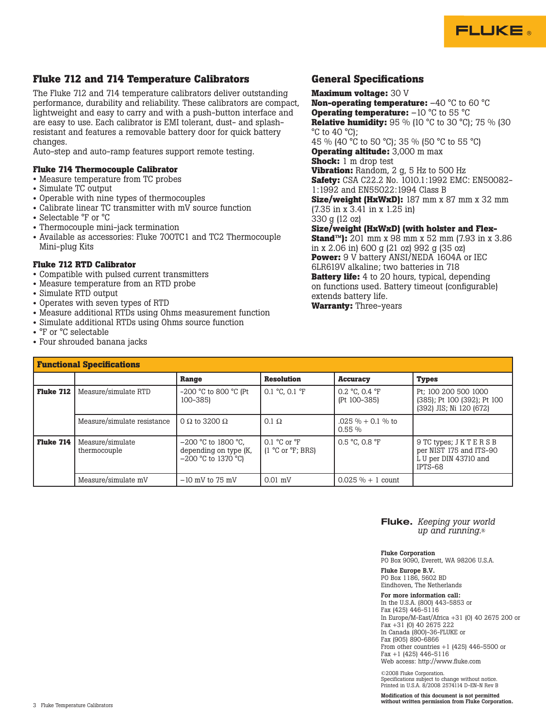## Fluke 712 and 714 Temperature Calibrators

The Fluke 712 and 714 temperature calibrators deliver outstanding performance, durability and reliability. These calibrators are compact, lightweight and easy to carry and with a push-button interface and are easy to use. Each calibrator is EMI tolerant, dust- and splash-resistant and features a removable battery door for quick battery changes.
Auto-step and auto-ramp features support remote testing.

### Fluke 714 Thermocouple Calibrator

- Measure temperature from TC probes
- Simulate TC output
- Operable with nine types of thermocouples
- Calibrate linear TC transmitter with mV source function
- Selectable °F or °C
- Thermocouple mini-jack termination
- Available as accessories: Fluke 700TC1 and TC2 Thermocouple Mini-plug Kits

### Fluke 712 RTD Calibrator

- Compatible with pulsed current transmitters
- Measure temperature from an RTD probe
- Simulate RTD output
- Operates with seven types of RTD
- Measure additional RTDs using Ohms measurement function
- Simulate additional RTDs using Ohms source function
- °F or °C selectable
- Four shrouded banana jacks

## General Specifications

**Maximum voltage:** 30 V
**Non-operating temperature:** –40 °C to 60 °C
**Operating temperature:** –10 °C to 55 °C
**Relative humidity:** 95 % (10 °C to 30 °C); 75 % (30 °C to 40 °C);
45 % (40 °C to 50 °C); 35 % (50 °C to 55 °C)
**Operating altitude:** 3,000 m max
**Shock:** 1 m drop test
**Vibration:** Random, 2 g, 5 Hz to 500 Hz
**Safety:** CSA C22.2 No. 1010.1:1992 EMC: EN50082-1:1992 and EN55022:1994 Class B
**Size/weight (HxWxD):** 187 mm x 87 mm x 32 mm (7.35 in x 3.41 in x 1.25 in)
330 g (12 oz)
**Size/weight (HxWxD) (with holster and Flex-Stand™):** 201 mm x 98 mm x 52 mm (7.93 in x 3.86 in x 2.06 in) 600 g (21 oz) 992 g (35 oz)
**Power:** 9 V battery ANSI/NEDA 1604A or IEC 6LR619V alkaline; two batteries in 718
**Battery life:** 4 to 20 hours, typical, depending on functions used. Battery timeout (configurable) extends battery life.
**Warranty:** Three-years

## Functional Specifications

| | | Range | Resolution | Accuracy | Types |
|---|---|---|---|---|---|
| **Fluke 712** | Measure/simulate RTD | -200 °C to 800 °C (Pt 100-385) | 0.1 °C, 0.1 °F | 0.2 °C, 0.4 °F (Pt 100-385) | Pt; 100 200 500 1000 (385); Pt 100 (392); Pt 100 (392) JIS; Ni 120 (672) |
| | Measure/simulate resistance | 0 Ω to 3200 Ω | 0.1 Ω | .025 % + 0.1 % to 0.55 % | |
| **Fluke 714** | Measure/simulate thermocouple | –200 °C to 1800 °C, depending on type (K, –200 °C to 1370 °C) | 0.1 °C or °F (1 °C or °F; BRS) | 0.5 °C, 0.8 °F | 9 TC types; J K T E R S B per NIST 175 and ITS-90 L U per DIN 43710 and IPTS-68 |
| | Measure/simulate mV | –10 mV to 75 mV | 0.01 mV | 0.025 % + 1 count | |

**Fluke.** *Keeping your world up and running.®*

**Fluke Corporation**
PO Box 9090, Everett, WA 98206 U.S.A.

**Fluke Europe B.V.**
PO Box 1186, 5602 BD
Eindhoven, The Netherlands

**For more information call:**
In the U.S.A. (800) 443-5853 or
Fax (425) 446-5116
In Europe/M-East/Africa +31 (0) 40 2675 200 or
Fax +31 (0) 40 2675 222
In Canada (800)-36-FLUKE or
Fax (905) 890-6866
From other countries +1 (425) 446-5500 or
Fax +1 (425) 446-5116
Web access: http://www.fluke.com

©2008 Fluke Corporation.
Specifications subject to change without notice.
Printed in U.S.A. 8/2008 2574114 D-EN-N Rev B

**Modification of this document is not permitted without written permission from Fluke Corporation.**